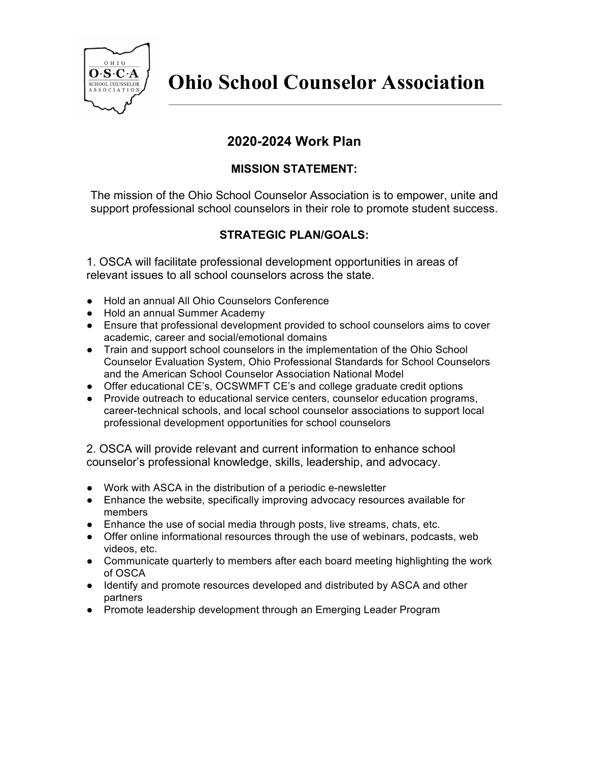# Ohio School Counselor Association

## 2020-2024 Work Plan

### MISSION STATEMENT:

The mission of the Ohio School Counselor Association is to empower, unite and support professional school counselors in their role to promote student success.

### STRATEGIC PLAN/GOALS:

1. OSCA will facilitate professional development opportunities in areas of relevant issues to all school counselors across the state.

- Hold an annual All Ohio Counselors Conference
- Hold an annual Summer Academy
- Ensure that professional development provided to school counselors aims to cover academic, career and social/emotional domains
- Train and support school counselors in the implementation of the Ohio School Counselor Evaluation System, Ohio Professional Standards for School Counselors and the American School Counselor Association National Model
- Offer educational CE's, OCSWMFT CE's and college graduate credit options
- Provide outreach to educational service centers, counselor education programs, career-technical schools, and local school counselor associations to support local professional development opportunities for school counselors

2. OSCA will provide relevant and current information to enhance school counselor's professional knowledge, skills, leadership, and advocacy.

- Work with ASCA in the distribution of a periodic e-newsletter
- Enhance the website, specifically improving advocacy resources available for members
- Enhance the use of social media through posts, live streams, chats, etc.
- Offer online informational resources through the use of webinars, podcasts, web videos, etc.
- Communicate quarterly to members after each board meeting highlighting the work of OSCA
- Identify and promote resources developed and distributed by ASCA and other partners
- Promote leadership development through an Emerging Leader Program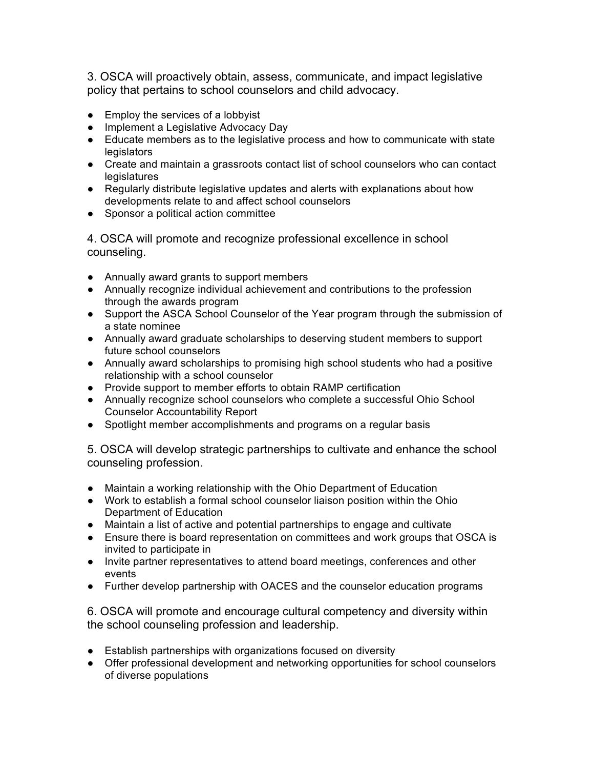3. OSCA will proactively obtain, assess, communicate, and impact legislative policy that pertains to school counselors and child advocacy.

- Employ the services of a lobbyist
- Implement a Legislative Advocacy Day
- Educate members as to the legislative process and how to communicate with state legislators
- Create and maintain a grassroots contact list of school counselors who can contact legislatures
- Regularly distribute legislative updates and alerts with explanations about how developments relate to and affect school counselors
- Sponsor a political action committee

4. OSCA will promote and recognize professional excellence in school counseling.

- Annually award grants to support members
- Annually recognize individual achievement and contributions to the profession through the awards program
- Support the ASCA School Counselor of the Year program through the submission of a state nominee
- Annually award graduate scholarships to deserving student members to support future school counselors
- Annually award scholarships to promising high school students who had a positive relationship with a school counselor
- Provide support to member efforts to obtain RAMP certification
- Annually recognize school counselors who complete a successful Ohio School Counselor Accountability Report
- Spotlight member accomplishments and programs on a regular basis

5. OSCA will develop strategic partnerships to cultivate and enhance the school counseling profession.

- Maintain a working relationship with the Ohio Department of Education
- Work to establish a formal school counselor liaison position within the Ohio Department of Education
- Maintain a list of active and potential partnerships to engage and cultivate
- Ensure there is board representation on committees and work groups that OSCA is invited to participate in
- Invite partner representatives to attend board meetings, conferences and other events
- Further develop partnership with OACES and the counselor education programs

6. OSCA will promote and encourage cultural competency and diversity within the school counseling profession and leadership.

- Establish partnerships with organizations focused on diversity
- Offer professional development and networking opportunities for school counselors of diverse populations